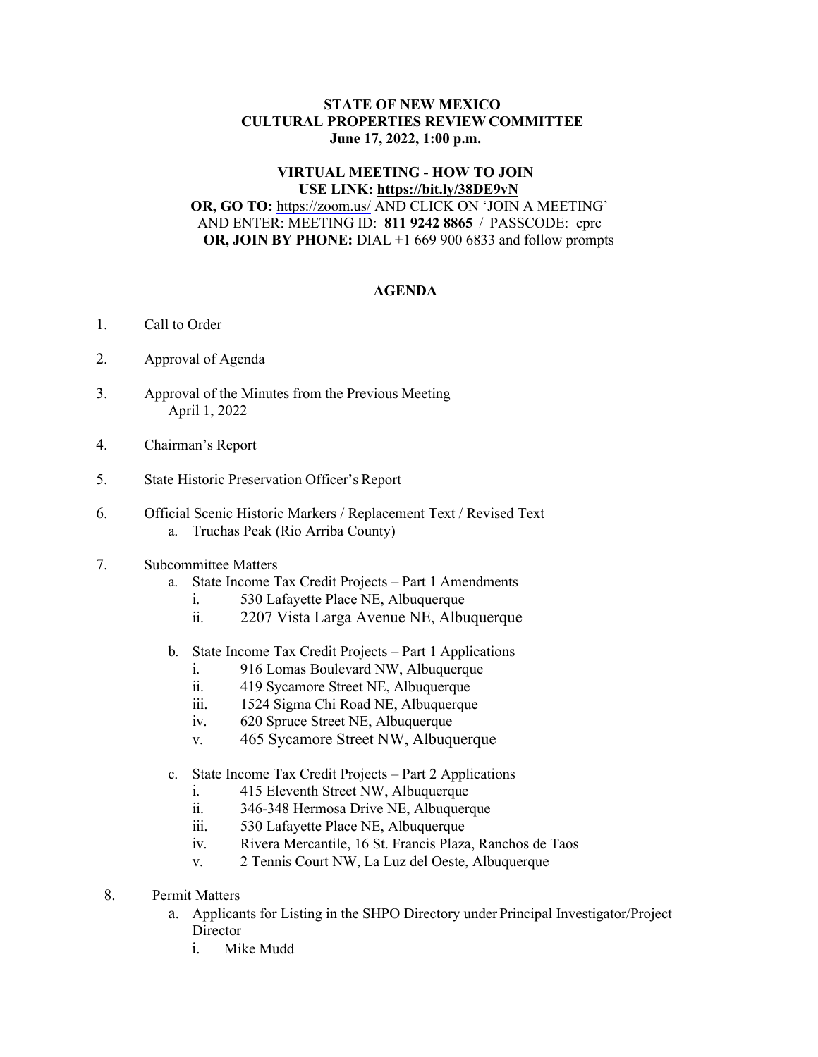**STATE OF NEW MEXICO**
**CULTURAL PROPERTIES REVIEW COMMITTEE**
**June 17, 2022, 1:00 p.m.**

**VIRTUAL MEETING - HOW TO JOIN**
**USE LINK: https://bit.ly/38DE9vN**
**OR, GO TO:** https://zoom.us/ AND CLICK ON 'JOIN A MEETING' AND ENTER: MEETING ID: **811 9242 8865** / PASSCODE: cprc
**OR, JOIN BY PHONE:** DIAL +1 669 900 6833 and follow prompts

## AGENDA

1. Call to Order
2. Approval of Agenda
3. Approval of the Minutes from the Previous Meeting
   April 1, 2022
4. Chairman's Report
5. State Historic Preservation Officer's Report
6. Official Scenic Historic Markers / Replacement Text / Revised Text
   a. Truchas Peak (Rio Arriba County)
7. Subcommittee Matters
   a. State Income Tax Credit Projects – Part 1 Amendments
      i. 530 Lafayette Place NE, Albuquerque
      ii. 2207 Vista Larga Avenue NE, Albuquerque
   b. State Income Tax Credit Projects – Part 1 Applications
      i. 916 Lomas Boulevard NW, Albuquerque
      ii. 419 Sycamore Street NE, Albuquerque
      iii. 1524 Sigma Chi Road NE, Albuquerque
      iv. 620 Spruce Street NE, Albuquerque
      v. 465 Sycamore Street NW, Albuquerque
   c. State Income Tax Credit Projects – Part 2 Applications
      i. 415 Eleventh Street NW, Albuquerque
      ii. 346-348 Hermosa Drive NE, Albuquerque
      iii. 530 Lafayette Place NE, Albuquerque
      iv. Rivera Mercantile, 16 St. Francis Plaza, Ranchos de Taos
      v. 2 Tennis Court NW, La Luz del Oeste, Albuquerque
8. Permit Matters
   a. Applicants for Listing in the SHPO Directory under Principal Investigator/Project Director
      i. Mike Mudd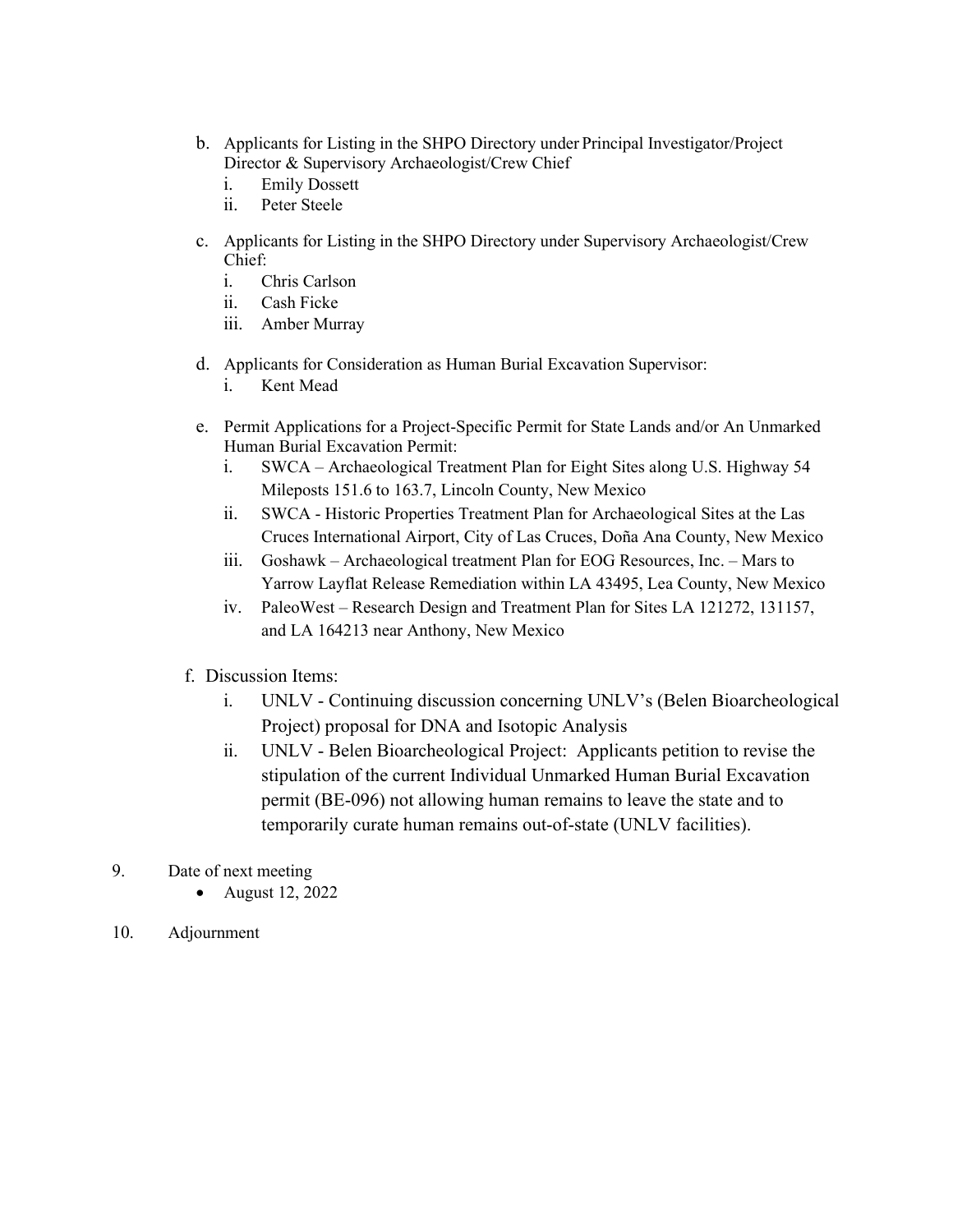b. Applicants for Listing in the SHPO Directory under Principal Investigator/Project Director & Supervisory Archaeologist/Crew Chief
   i. Emily Dossett
   ii. Peter Steele

c. Applicants for Listing in the SHPO Directory under Supervisory Archaeologist/Crew Chief:
   i. Chris Carlson
   ii. Cash Ficke
   iii. Amber Murray

d. Applicants for Consideration as Human Burial Excavation Supervisor:
   i. Kent Mead

e. Permit Applications for a Project-Specific Permit for State Lands and/or An Unmarked Human Burial Excavation Permit:
   i. SWCA – Archaeological Treatment Plan for Eight Sites along U.S. Highway 54 Mileposts 151.6 to 163.7, Lincoln County, New Mexico
   ii. SWCA - Historic Properties Treatment Plan for Archaeological Sites at the Las Cruces International Airport, City of Las Cruces, Doña Ana County, New Mexico
   iii. Goshawk – Archaeological treatment Plan for EOG Resources, Inc. – Mars to Yarrow Layflat Release Remediation within LA 43495, Lea County, New Mexico
   iv. PaleoWest – Research Design and Treatment Plan for Sites LA 121272, 131157, and LA 164213 near Anthony, New Mexico

f. Discussion Items:
   i. UNLV - Continuing discussion concerning UNLV's (Belen Bioarcheological Project) proposal for DNA and Isotopic Analysis
   ii. UNLV - Belen Bioarcheological Project: Applicants petition to revise the stipulation of the current Individual Unmarked Human Burial Excavation permit (BE-096) not allowing human remains to leave the state and to temporarily curate human remains out-of-state (UNLV facilities).

9. Date of next meeting
   - August 12, 2022

10. Adjournment